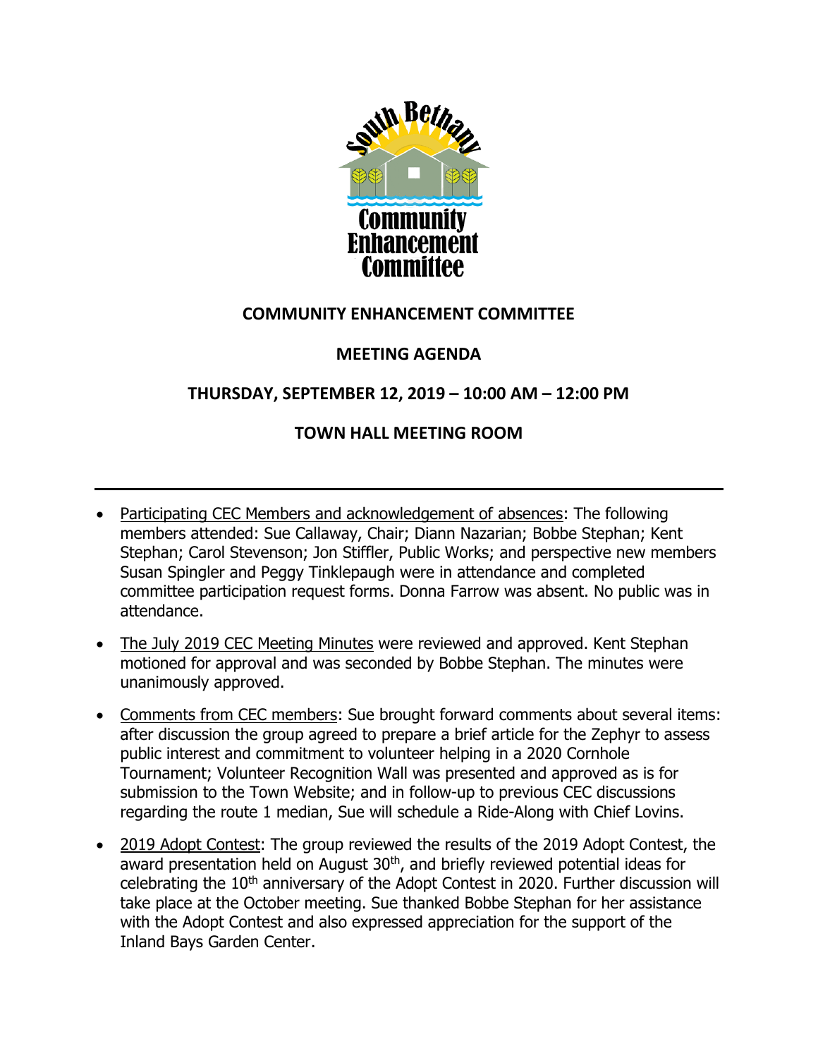# COMMUNITY ENHANCEMENT COMMITTEE

## MEETING AGENDA

## THURSDAY, SEPTEMBER 12, 2019 – 10:00 AM – 12:00 PM

## TOWN HALL MEETING ROOM

---

- Participating CEC Members and acknowledgement of absences: The following members attended: Sue Callaway, Chair; Diann Nazarian; Bobbe Stephan; Kent Stephan; Carol Stevenson; Jon Stiffler, Public Works; and perspective new members Susan Spingler and Peggy Tinklepaugh were in attendance and completed committee participation request forms. Donna Farrow was absent. No public was in attendance.
- The July 2019 CEC Meeting Minutes were reviewed and approved. Kent Stephan motioned for approval and was seconded by Bobbe Stephan. The minutes were unanimously approved.
- Comments from CEC members: Sue brought forward comments about several items: after discussion the group agreed to prepare a brief article for the Zephyr to assess public interest and commitment to volunteer helping in a 2020 Cornhole Tournament; Volunteer Recognition Wall was presented and approved as is for submission to the Town Website; and in follow-up to previous CEC discussions regarding the route 1 median, Sue will schedule a Ride-Along with Chief Lovins.
- 2019 Adopt Contest: The group reviewed the results of the 2019 Adopt Contest, the award presentation held on August 30th, and briefly reviewed potential ideas for celebrating the 10th anniversary of the Adopt Contest in 2020. Further discussion will take place at the October meeting. Sue thanked Bobbe Stephan for her assistance with the Adopt Contest and also expressed appreciation for the support of the Inland Bays Garden Center.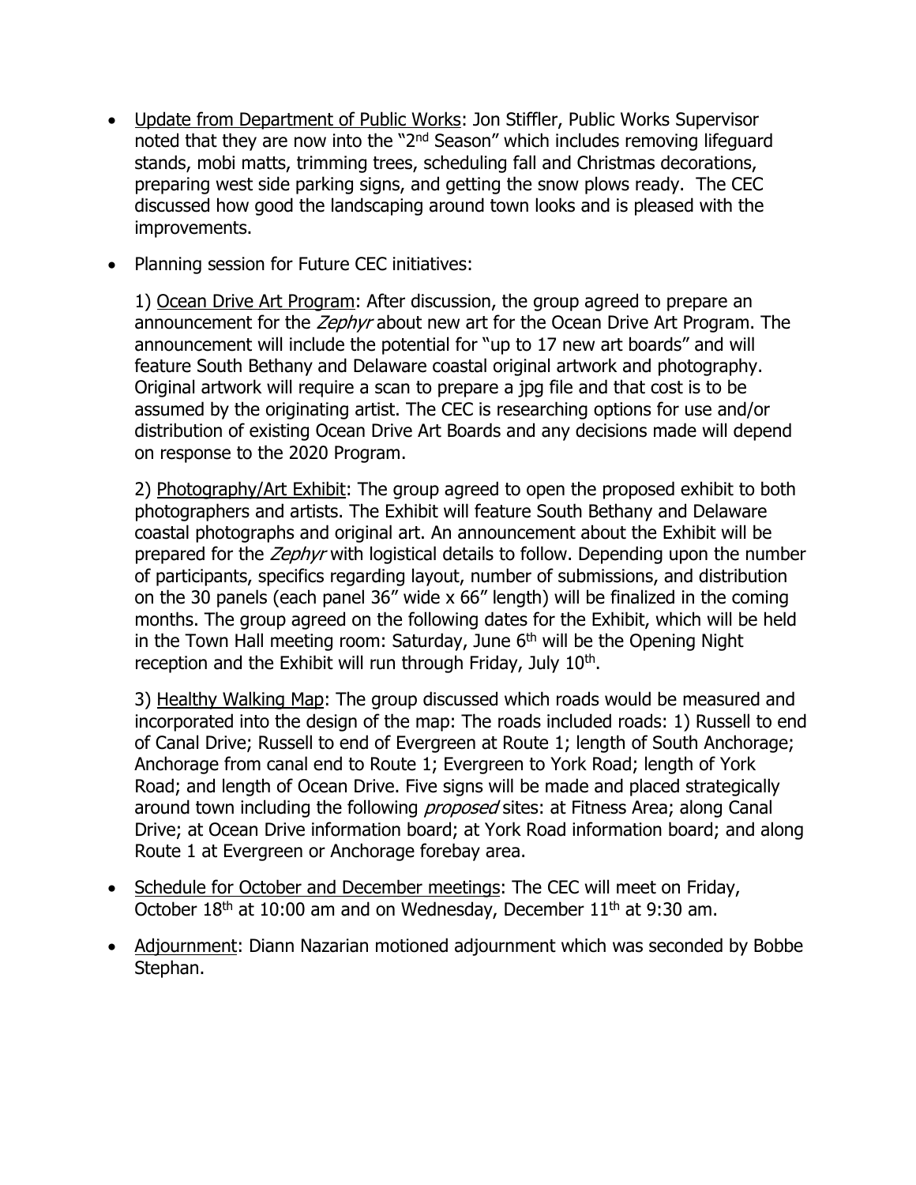- <u>Update from Department of Public Works</u>: Jon Stiffler, Public Works Supervisor noted that they are now into the "2nd Season" which includes removing lifeguard stands, mobi matts, trimming trees, scheduling fall and Christmas decorations, preparing west side parking signs, and getting the snow plows ready. The CEC discussed how good the landscaping around town looks and is pleased with the improvements.

- Planning session for Future CEC initiatives:

  1) <u>Ocean Drive Art Program</u>: After discussion, the group agreed to prepare an announcement for the *Zephyr* about new art for the Ocean Drive Art Program. The announcement will include the potential for "up to 17 new art boards" and will feature South Bethany and Delaware coastal original artwork and photography. Original artwork will require a scan to prepare a jpg file and that cost is to be assumed by the originating artist. The CEC is researching options for use and/or distribution of existing Ocean Drive Art Boards and any decisions made will depend on response to the 2020 Program.

  2) <u>Photography/Art Exhibit</u>: The group agreed to open the proposed exhibit to both photographers and artists. The Exhibit will feature South Bethany and Delaware coastal photographs and original art. An announcement about the Exhibit will be prepared for the *Zephyr* with logistical details to follow. Depending upon the number of participants, specifics regarding layout, number of submissions, and distribution on the 30 panels (each panel 36" wide x 66" length) will be finalized in the coming months. The group agreed on the following dates for the Exhibit, which will be held in the Town Hall meeting room: Saturday, June 6th will be the Opening Night reception and the Exhibit will run through Friday, July 10th.

  3) <u>Healthy Walking Map</u>: The group discussed which roads would be measured and incorporated into the design of the map: The roads included roads: 1) Russell to end of Canal Drive; Russell to end of Evergreen at Route 1; length of South Anchorage; Anchorage from canal end to Route 1; Evergreen to York Road; length of York Road; and length of Ocean Drive. Five signs will be made and placed strategically around town including the following *proposed* sites: at Fitness Area; along Canal Drive; at Ocean Drive information board; at York Road information board; and along Route 1 at Evergreen or Anchorage forebay area.

- <u>Schedule for October and December meetings</u>: The CEC will meet on Friday, October 18th at 10:00 am and on Wednesday, December 11th at 9:30 am.

- <u>Adjournment</u>: Diann Nazarian motioned adjournment which was seconded by Bobbe Stephan.